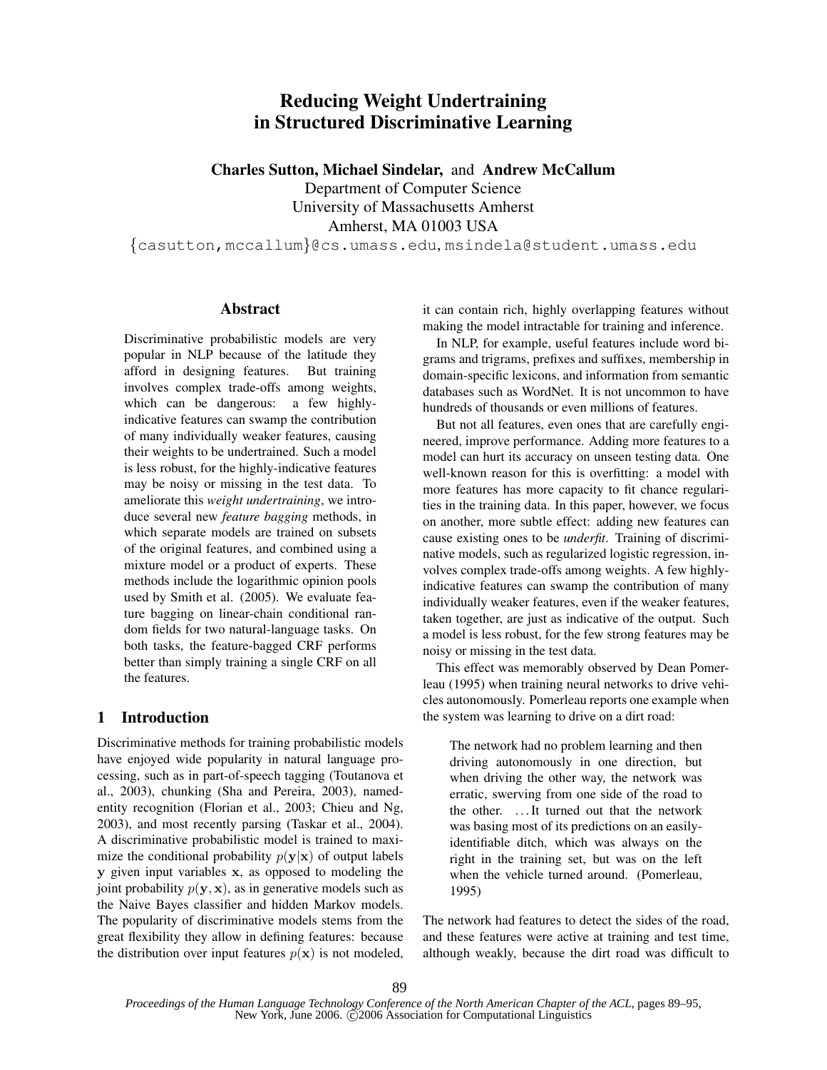# Reducing Weight Undertraining in Structured Discriminative Learning

**Charles Sutton, Michael Sindelar,** and **Andrew McCallum**

Department of Computer Science
University of Massachusetts Amherst
Amherst, MA 01003 USA

{casutton,mccallum}@cs.umass.edu, msindela@student.umass.edu

## Abstract

Discriminative probabilistic models are very popular in NLP because of the latitude they afford in designing features. But training involves complex trade-offs among weights, which can be dangerous: a few highly-indicative features can swamp the contribution of many individually weaker features, causing their weights to be undertrained. Such a model is less robust, for the highly-indicative features may be noisy or missing in the test data. To ameliorate this *weight undertraining*, we introduce several new *feature bagging* methods, in which separate models are trained on subsets of the original features, and combined using a mixture model or a product of experts. These methods include the logarithmic opinion pools used by Smith et al. (2005). We evaluate feature bagging on linear-chain conditional random fields for two natural-language tasks. On both tasks, the feature-bagged CRF performs better than simply training a single CRF on all the features.

## 1 Introduction

Discriminative methods for training probabilistic models have enjoyed wide popularity in natural language processing, such as in part-of-speech tagging (Toutanova et al., 2003), chunking (Sha and Pereira, 2003), named-entity recognition (Florian et al., 2003; Chieu and Ng, 2003), and most recently parsing (Taskar et al., 2004). A discriminative probabilistic model is trained to maximize the conditional probability $p(\mathbf{y}|\mathbf{x})$ of output labels $\mathbf{y}$ given input variables $\mathbf{x}$, as opposed to modeling the joint probability $p(\mathbf{y}, \mathbf{x})$, as in generative models such as the Naive Bayes classifier and hidden Markov models. The popularity of discriminative models stems from the great flexibility they allow in defining features: because the distribution over input features $p(\mathbf{x})$ is not modeled, it can contain rich, highly overlapping features without making the model intractable for training and inference.

In NLP, for example, useful features include word bigrams and trigrams, prefixes and suffixes, membership in domain-specific lexicons, and information from semantic databases such as WordNet. It is not uncommon to have hundreds of thousands or even millions of features.

But not all features, even ones that are carefully engineered, improve performance. Adding more features to a model can hurt its accuracy on unseen testing data. One well-known reason for this is overfitting: a model with more features has more capacity to fit chance regularities in the training data. In this paper, however, we focus on another, more subtle effect: adding new features can cause existing ones to be *underfit*. Training of discriminative models, such as regularized logistic regression, involves complex trade-offs among weights. A few highly-indicative features can swamp the contribution of many individually weaker features, even if the weaker features, taken together, are just as indicative of the output. Such a model is less robust, for the few strong features may be noisy or missing in the test data.

This effect was memorably observed by Dean Pomerleau (1995) when training neural networks to drive vehicles autonomously. Pomerleau reports one example when the system was learning to drive on a dirt road:

> The network had no problem learning and then driving autonomously in one direction, but when driving the other way, the network was erratic, swerving from one side of the road to the other. ...It turned out that the network was basing most of its predictions on an easily-identifiable ditch, which was always on the right in the training set, but was on the left when the vehicle turned around. (Pomerleau, 1995)

The network had features to detect the sides of the road, and these features were active at training and test time, although weakly, because the dirt road was difficult to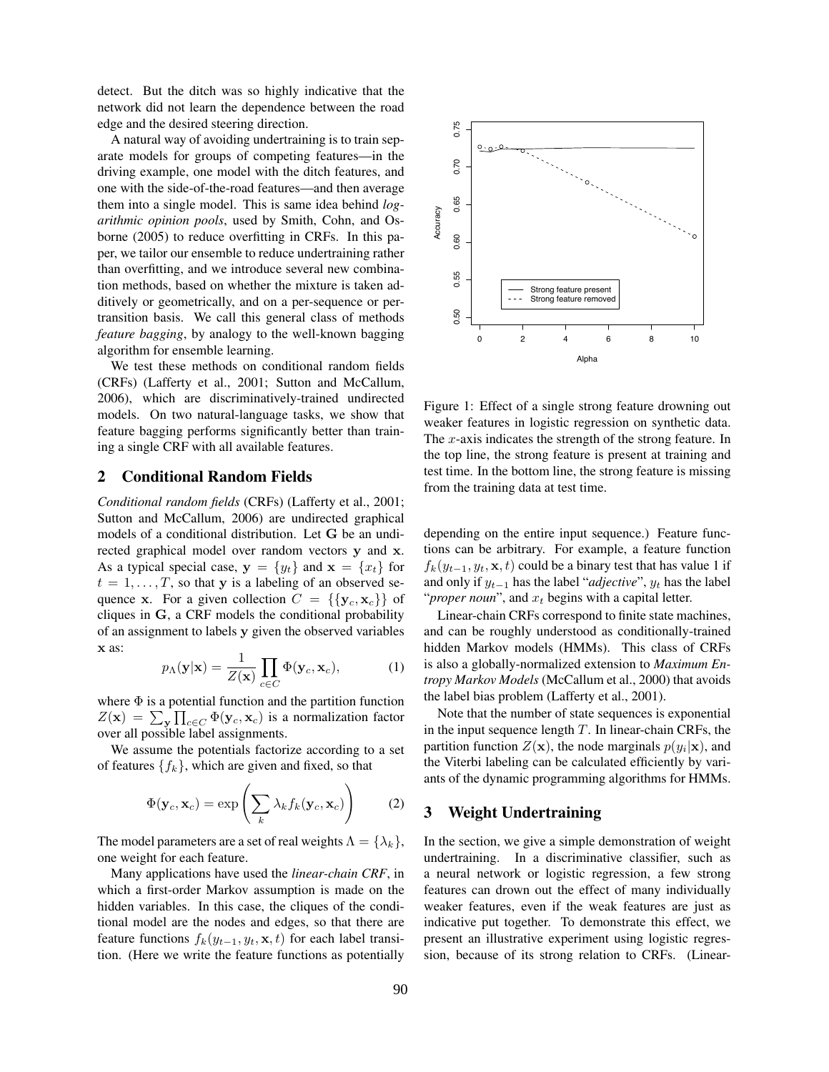detect. But the ditch was so highly indicative that the network did not learn the dependence between the road edge and the desired steering direction.

A natural way of avoiding undertraining is to train separate models for groups of competing features—in the driving example, one model with the ditch features, and one with the side-of-the-road features—and then average them into a single model. This is same idea behind *logarithmic opinion pools*, used by Smith, Cohn, and Osborne (2005) to reduce overfitting in CRFs. In this paper, we tailor our ensemble to reduce undertraining rather than overfitting, and we introduce several new combination methods, based on whether the mixture is taken additively or geometrically, and on a per-sequence or per-transition basis. We call this general class of methods *feature bagging*, by analogy to the well-known bagging algorithm for ensemble learning.

We test these methods on conditional random fields (CRFs) (Lafferty et al., 2001; Sutton and McCallum, 2006), which are discriminatively-trained undirected models. On two natural-language tasks, we show that feature bagging performs significantly better than training a single CRF with all available features.

## 2 Conditional Random Fields

*Conditional random fields* (CRFs) (Lafferty et al., 2001; Sutton and McCallum, 2006) are undirected graphical models of a conditional distribution. Let $\mathbf{G}$ be an undirected graphical model over random vectors $\mathbf{y}$ and $\mathbf{x}$. As a typical special case, $\mathbf{y} = \{y_t\}$ and $\mathbf{x} = \{x_t\}$ for $t = 1, \ldots, T$, so that $\mathbf{y}$ is a labeling of an observed sequence $\mathbf{x}$. For a given collection $C = \{\{\mathbf{y}_c, \mathbf{x}_c\}\}$ of cliques in $\mathbf{G}$, a CRF models the conditional probability of an assignment to labels $\mathbf{y}$ given the observed variables $\mathbf{x}$ as:

$$p_\Lambda(\mathbf{y}|\mathbf{x}) = \frac{1}{Z(\mathbf{x})} \prod_{c \in C} \Phi(\mathbf{y}_c, \mathbf{x}_c), \tag{1}$$

where $\Phi$ is a potential function and the partition function $Z(\mathbf{x}) = \sum_{\mathbf{y}} \prod_{c \in C} \Phi(\mathbf{y}_c, \mathbf{x}_c)$ is a normalization factor over all possible label assignments.

We assume the potentials factorize according to a set of features $\{f_k\}$, which are given and fixed, so that

$$\Phi(\mathbf{y}_c, \mathbf{x}_c) = \exp\left(\sum_k \lambda_k f_k(\mathbf{y}_c, \mathbf{x}_c)\right) \tag{2}$$

The model parameters are a set of real weights $\Lambda = \{\lambda_k\}$, one weight for each feature.

Many applications have used the *linear-chain CRF*, in which a first-order Markov assumption is made on the hidden variables. In this case, the cliques of the conditional model are the nodes and edges, so that there are feature functions $f_k(y_{t-1}, y_t, \mathbf{x}, t)$ for each label transition. (Here we write the feature functions as potentially depending on the entire input sequence.) Feature functions can be arbitrary. For example, a feature function $f_k(y_{t-1}, y_t, \mathbf{x}, t)$ could be a binary test that has value 1 if and only if $y_{t-1}$ has the label "*adjective*", $y_t$ has the label "*proper noun*", and $x_t$ begins with a capital letter.

Linear-chain CRFs correspond to finite state machines, and can be roughly understood as conditionally-trained hidden Markov models (HMMs). This class of CRFs is also a globally-normalized extension to *Maximum Entropy Markov Models* (McCallum et al., 2000) that avoids the label bias problem (Lafferty et al., 2001).

Note that the number of state sequences is exponential in the input sequence length $T$. In linear-chain CRFs, the partition function $Z(\mathbf{x})$, the node marginals $p(y_i|\mathbf{x})$, and the Viterbi labeling can be calculated efficiently by variants of the dynamic programming algorithms for HMMs.

Figure 1: Effect of a single strong feature drowning out weaker features in logistic regression on synthetic data. The $x$-axis indicates the strength of the strong feature. In the top line, the strong feature is present at training and test time. In the bottom line, the strong feature is missing from the training data at test time.

## 3 Weight Undertraining

In the section, we give a simple demonstration of weight undertraining. In a discriminative classifier, such as a neural network or logistic regression, a few strong features can drown out the effect of many individually weaker features, even if the weak features are just as indicative put together. To demonstrate this effect, we present an illustrative experiment using logistic regression, because of its strong relation to CRFs. (Linear-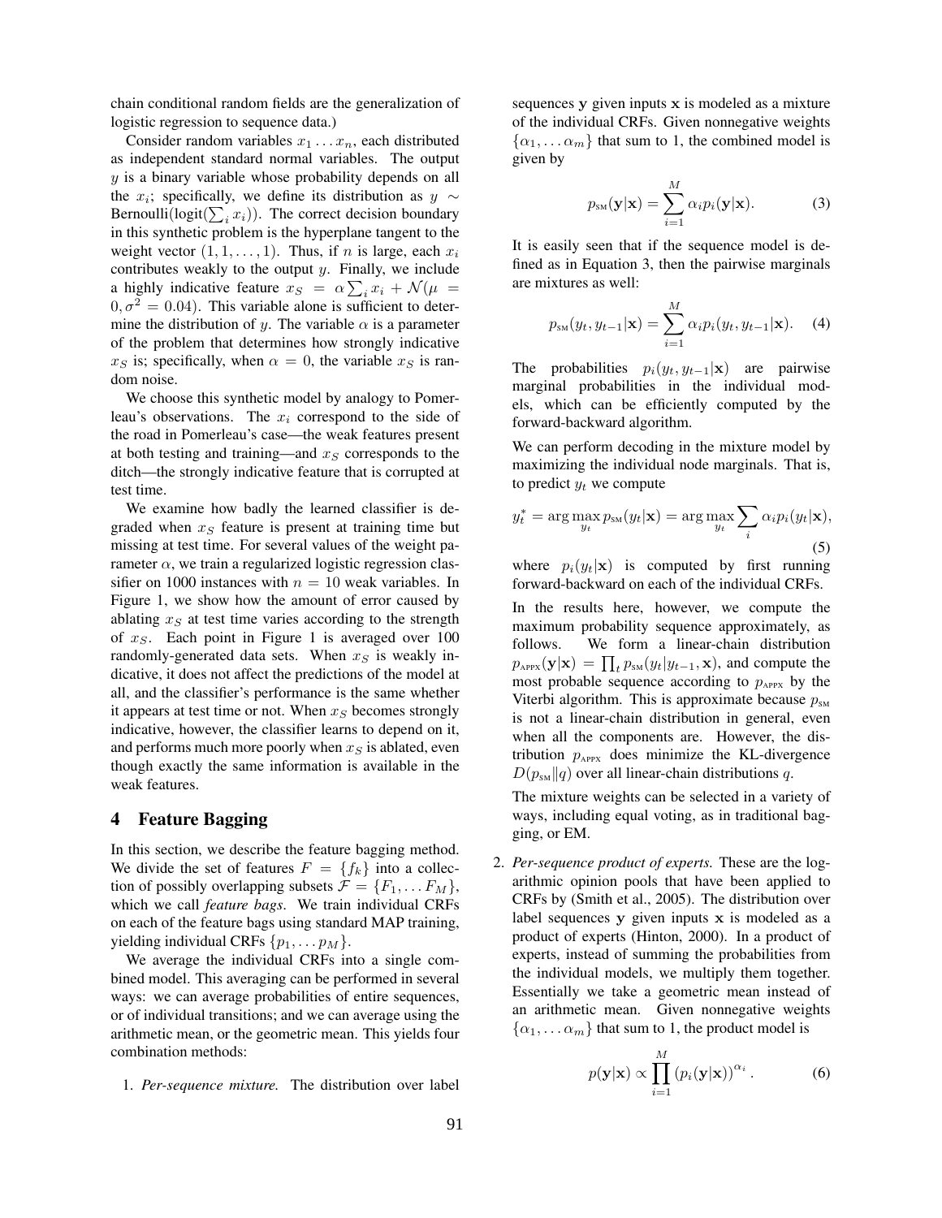chain conditional random fields are the generalization of logistic regression to sequence data.)

Consider random variables $x_1 \ldots x_n$, each distributed as independent standard normal variables. The output $y$ is a binary variable whose probability depends on all the $x_i$; specifically, we define its distribution as $y \sim \text{Bernoulli}(\text{logit}(\sum_i x_i))$. The correct decision boundary in this synthetic problem is the hyperplane tangent to the weight vector $(1, 1, \ldots, 1)$. Thus, if $n$ is large, each $x_i$ contributes weakly to the output $y$. Finally, we include a highly indicative feature $x_S = \alpha \sum_i x_i + \mathcal{N}(\mu = 0, \sigma^2 = 0.04)$. This variable alone is sufficient to determine the distribution of $y$. The variable $\alpha$ is a parameter of the problem that determines how strongly indicative $x_S$ is; specifically, when $\alpha = 0$, the variable $x_S$ is random noise.

We choose this synthetic model by analogy to Pomerleau's observations. The $x_i$ correspond to the side of the road in Pomerleau's case—the weak features present at both testing and training—and $x_S$ corresponds to the ditch—the strongly indicative feature that is corrupted at test time.

We examine how badly the learned classifier is degraded when $x_S$ feature is present at training time but missing at test time. For several values of the weight parameter $\alpha$, we train a regularized logistic regression classifier on 1000 instances with $n = 10$ weak variables. In Figure 1, we show how the amount of error caused by ablating $x_S$ at test time varies according to the strength of $x_S$. Each point in Figure 1 is averaged over 100 randomly-generated data sets. When $x_S$ is weakly indicative, it does not affect the predictions of the model at all, and the classifier's performance is the same whether it appears at test time or not. When $x_S$ becomes strongly indicative, however, the classifier learns to depend on it, and performs much more poorly when $x_S$ is ablated, even though exactly the same information is available in the weak features.

## 4 Feature Bagging

In this section, we describe the feature bagging method. We divide the set of features $F = \{f_k\}$ into a collection of possibly overlapping subsets $\mathcal{F} = \{F_1, \ldots F_M\}$, which we call *feature bags*. We train individual CRFs on each of the feature bags using standard MAP training, yielding individual CRFs $\{p_1, \ldots p_M\}$.

We average the individual CRFs into a single combined model. This averaging can be performed in several ways: we can average probabilities of entire sequences, or of individual transitions; and we can average using the arithmetic mean, or the geometric mean. This yields four combination methods:

1. *Per-sequence mixture.* The distribution over label sequences $\mathbf{y}$ given inputs $\mathbf{x}$ is modeled as a mixture of the individual CRFs. Given nonnegative weights $\{\alpha_1, \ldots \alpha_m\}$ that sum to 1, the combined model is given by

$$p_{\text{SM}}(\mathbf{y}|\mathbf{x}) = \sum_{i=1}^{M} \alpha_i p_i(\mathbf{y}|\mathbf{x}). \quad (3)$$

It is easily seen that if the sequence model is defined as in Equation 3, then the pairwise marginals are mixtures as well:

$$p_{\text{SM}}(y_t, y_{t-1}|\mathbf{x}) = \sum_{i=1}^{M} \alpha_i p_i(y_t, y_{t-1}|\mathbf{x}). \quad (4)$$

The probabilities $p_i(y_t, y_{t-1}|\mathbf{x})$ are pairwise marginal probabilities in the individual models, which can be efficiently computed by the forward-backward algorithm.

We can perform decoding in the mixture model by maximizing the individual node marginals. That is, to predict $y_t$ we compute

$$y_t^* = \arg\max_{y_t} p_{\text{SM}}(y_t|\mathbf{x}) = \arg\max_{y_t} \sum_i \alpha_i p_i(y_t|\mathbf{x}), \quad (5)$$

where $p_i(y_t|\mathbf{x})$ is computed by first running forward-backward on each of the individual CRFs.

In the results here, however, we compute the maximum probability sequence approximately, as follows. We form a linear-chain distribution $p_{\text{APPX}}(\mathbf{y}|\mathbf{x}) = \prod_t p_{\text{SM}}(y_t|y_{t-1}, \mathbf{x})$, and compute the most probable sequence according to $p_{\text{APPX}}$ by the Viterbi algorithm. This is approximate because $p_{\text{SM}}$ is not a linear-chain distribution in general, even when all the components are. However, the distribution $p_{\text{APPX}}$ does minimize the KL-divergence $D(p_{\text{SM}} \| q)$ over all linear-chain distributions $q$.

The mixture weights can be selected in a variety of ways, including equal voting, as in traditional bagging, or EM.

2. *Per-sequence product of experts.* These are the logarithmic opinion pools that have been applied to CRFs by (Smith et al., 2005). The distribution over label sequences $\mathbf{y}$ given inputs $\mathbf{x}$ is modeled as a product of experts (Hinton, 2000). In a product of experts, instead of summing the probabilities from the individual models, we multiply them together. Essentially we take a geometric mean instead of an arithmetic mean. Given nonnegative weights $\{\alpha_1, \ldots \alpha_m\}$ that sum to 1, the product model is

$$p(\mathbf{y}|\mathbf{x}) \propto \prod_{i=1}^{M} \left(p_i(\mathbf{y}|\mathbf{x})\right)^{\alpha_i}. \quad (6)$$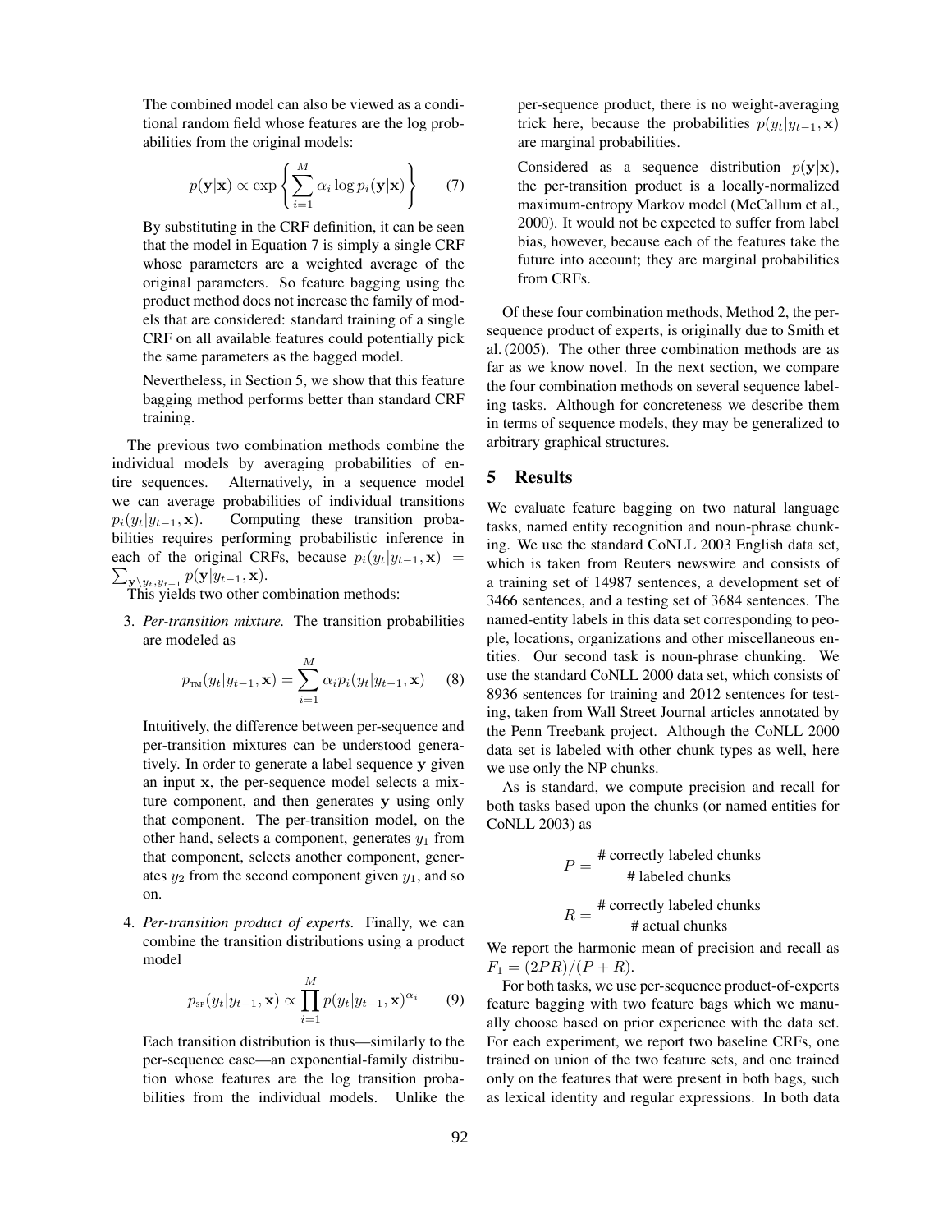The combined model can also be viewed as a conditional random field whose features are the log probabilities from the original models:

$$p(\mathbf{y}|\mathbf{x}) \propto \exp\left\{\sum_{i=1}^{M} \alpha_i \log p_i(\mathbf{y}|\mathbf{x})\right\} \qquad (7)$$

By substituting in the CRF definition, it can be seen that the model in Equation 7 is simply a single CRF whose parameters are a weighted average of the original parameters. So feature bagging using the product method does not increase the family of models that are considered: standard training of a single CRF on all available features could potentially pick the same parameters as the bagged model.

Nevertheless, in Section 5, we show that this feature bagging method performs better than standard CRF training.

The previous two combination methods combine the individual models by averaging probabilities of entire sequences. Alternatively, in a sequence model we can average probabilities of individual transitions $p_i(y_t|y_{t-1}, \mathbf{x})$. Computing these transition probabilities requires performing probabilistic inference in each of the original CRFs, because $p_i(y_t|y_{t-1}, \mathbf{x}) = \sum_{\mathbf{y}\setminus y_t, y_{t+1}} p(\mathbf{y}|y_{t-1}, \mathbf{x})$.

This yields two other combination methods:

3. *Per-transition mixture.* The transition probabilities are modeled as

$$p_{\text{TM}}(y_t|y_{t-1}, \mathbf{x}) = \sum_{i=1}^{M} \alpha_i p_i(y_t|y_{t-1}, \mathbf{x}) \qquad (8)$$

Intuitively, the difference between per-sequence and per-transition mixtures can be understood generatively. In order to generate a label sequence $\mathbf{y}$ given an input $\mathbf{x}$, the per-sequence model selects a mixture component, and then generates $\mathbf{y}$ using only that component. The per-transition model, on the other hand, selects a component, generates $y_1$ from that component, selects another component, generates $y_2$ from the second component given $y_1$, and so on.

4. *Per-transition product of experts.* Finally, we can combine the transition distributions using a product model

$$p_{\text{SP}}(y_t|y_{t-1}, \mathbf{x}) \propto \prod_{i=1}^{M} p(y_t|y_{t-1}, \mathbf{x})^{\alpha_i} \qquad (9)$$

Each transition distribution is thus—similarly to the per-sequence case—an exponential-family distribution whose features are the log transition probabilities from the individual models. Unlike the per-sequence product, there is no weight-averaging trick here, because the probabilities $p(y_t|y_{t-1}, \mathbf{x})$ are marginal probabilities.

Considered as a sequence distribution $p(\mathbf{y}|\mathbf{x})$, the per-transition product is a locally-normalized maximum-entropy Markov model (McCallum et al., 2000). It would not be expected to suffer from label bias, however, because each of the features take the future into account; they are marginal probabilities from CRFs.

Of these four combination methods, Method 2, the per-sequence product of experts, is originally due to Smith et al. (2005). The other three combination methods are as far as we know novel. In the next section, we compare the four combination methods on several sequence labeling tasks. Although for concreteness we describe them in terms of sequence models, they may be generalized to arbitrary graphical structures.

## 5 Results

We evaluate feature bagging on two natural language tasks, named entity recognition and noun-phrase chunking. We use the standard CoNLL 2003 English data set, which is taken from Reuters newswire and consists of a training set of 14987 sentences, a development set of 3466 sentences, and a testing set of 3684 sentences. The named-entity labels in this data set corresponding to people, locations, organizations and other miscellaneous entities. Our second task is noun-phrase chunking. We use the standard CoNLL 2000 data set, which consists of 8936 sentences for training and 2012 sentences for testing, taken from Wall Street Journal articles annotated by the Penn Treebank project. Although the CoNLL 2000 data set is labeled with other chunk types as well, here we use only the NP chunks.

As is standard, we compute precision and recall for both tasks based upon the chunks (or named entities for CoNLL 2003) as

$$P = \frac{\text{\# correctly labeled chunks}}{\text{\# labeled chunks}}$$

$$R = \frac{\text{\# correctly labeled chunks}}{\text{\# actual chunks}}$$

We report the harmonic mean of precision and recall as $F_1 = (2PR)/(P + R)$.

For both tasks, we use per-sequence product-of-experts feature bagging with two feature bags which we manually choose based on prior experience with the data set. For each experiment, we report two baseline CRFs, one trained on union of the two feature sets, and one trained only on the features that were present in both bags, such as lexical identity and regular expressions. In both data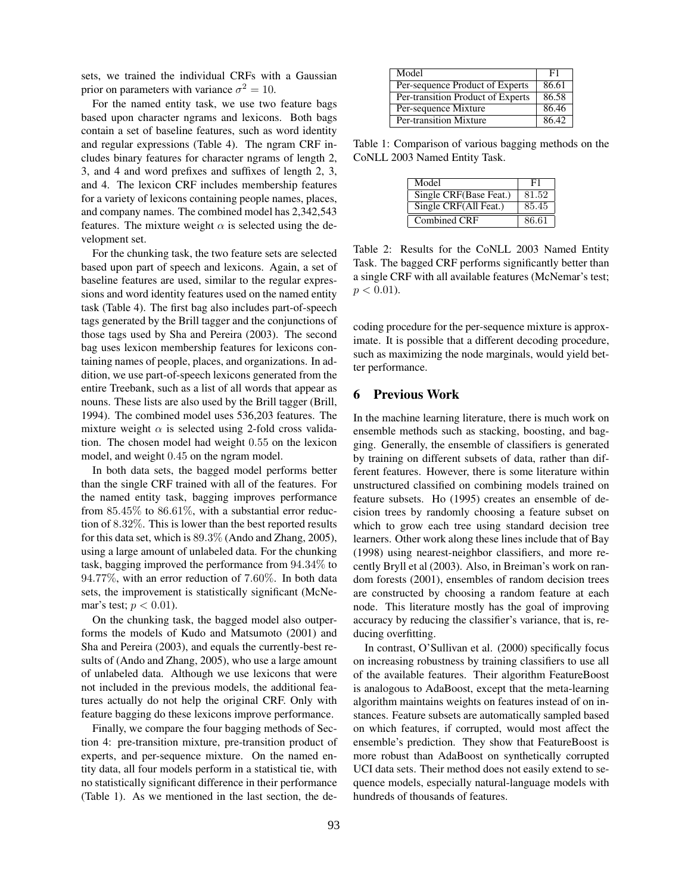sets, we trained the individual CRFs with a Gaussian prior on parameters with variance $\sigma^2 = 10$.

For the named entity task, we use two feature bags based upon character ngrams and lexicons. Both bags contain a set of baseline features, such as word identity and regular expressions (Table 4). The ngram CRF includes binary features for character ngrams of length 2, 3, and 4 and word prefixes and suffixes of length 2, 3, and 4. The lexicon CRF includes membership features for a variety of lexicons containing people names, places, and company names. The combined model has 2,342,543 features. The mixture weight $\alpha$ is selected using the development set.

For the chunking task, the two feature sets are selected based upon part of speech and lexicons. Again, a set of baseline features are used, similar to the regular expressions and word identity features used on the named entity task (Table 4). The first bag also includes part-of-speech tags generated by the Brill tagger and the conjunctions of those tags used by Sha and Pereira (2003). The second bag uses lexicon membership features for lexicons containing names of people, places, and organizations. In addition, we use part-of-speech lexicons generated from the entire Treebank, such as a list of all words that appear as nouns. These lists are also used by the Brill tagger (Brill, 1994). The combined model uses 536,203 features. The mixture weight $\alpha$ is selected using 2-fold cross validation. The chosen model had weight $0.55$ on the lexicon model, and weight $0.45$ on the ngram model.

In both data sets, the bagged model performs better than the single CRF trained with all of the features. For the named entity task, bagging improves performance from $85.45\%$ to $86.61\%$, with a substantial error reduction of $8.32\%$. This is lower than the best reported results for this data set, which is $89.3\%$ (Ando and Zhang, 2005), using a large amount of unlabeled data. For the chunking task, bagging improved the performance from $94.34\%$ to $94.77\%$, with an error reduction of $7.60\%$. In both data sets, the improvement is statistically significant (McNemar's test; $p < 0.01$).

On the chunking task, the bagged model also outperforms the models of Kudo and Matsumoto (2001) and Sha and Pereira (2003), and equals the currently-best results of (Ando and Zhang, 2005), who use a large amount of unlabeled data. Although we use lexicons that were not included in the previous models, the additional features actually do not help the original CRF. Only with feature bagging do these lexicons improve performance.

Finally, we compare the four bagging methods of Section 4: pre-transition mixture, pre-transition product of experts, and per-sequence mixture. On the named entity data, all four models perform in a statistical tie, with no statistically significant difference in their performance (Table 1). As we mentioned in the last section, the decoding procedure for the per-sequence mixture is approximate. It is possible that a different decoding procedure, such as maximizing the node marginals, would yield better performance.

| Model | F1 |
|---|---|
| Per-sequence Product of Experts | 86.61 |
| Per-transition Product of Experts | 86.58 |
| Per-sequence Mixture | 86.46 |
| Per-transition Mixture | 86.42 |

Table 1: Comparison of various bagging methods on the CoNLL 2003 Named Entity Task.

| Model | F1 |
|---|---|
| Single CRF(Base Feat.) | 81.52 |
| Single CRF(All Feat.) | 85.45 |
| Combined CRF | 86.61 |

Table 2: Results for the CoNLL 2003 Named Entity Task. The bagged CRF performs significantly better than a single CRF with all available features (McNemar's test; $p < 0.01$).

## 6 Previous Work

In the machine learning literature, there is much work on ensemble methods such as stacking, boosting, and bagging. Generally, the ensemble of classifiers is generated by training on different subsets of data, rather than different features. However, there is some literature within unstructured classified on combining models trained on feature subsets. Ho (1995) creates an ensemble of decision trees by randomly choosing a feature subset on which to grow each tree using standard decision tree learners. Other work along these lines include that of Bay (1998) using nearest-neighbor classifiers, and more recently Bryll et al (2003). Also, in Breiman's work on random forests (2001), ensembles of random decision trees are constructed by choosing a random feature at each node. This literature mostly has the goal of improving accuracy by reducing the classifier's variance, that is, reducing overfitting.

In contrast, O'Sullivan et al. (2000) specifically focus on increasing robustness by training classifiers to use all of the available features. Their algorithm FeatureBoost is analogous to AdaBoost, except that the meta-learning algorithm maintains weights on features instead of on instances. Feature subsets are automatically sampled based on which features, if corrupted, would most affect the ensemble's prediction. They show that FeatureBoost is more robust than AdaBoost on synthetically corrupted UCI data sets. Their method does not easily extend to sequence models, especially natural-language models with hundreds of thousands of features.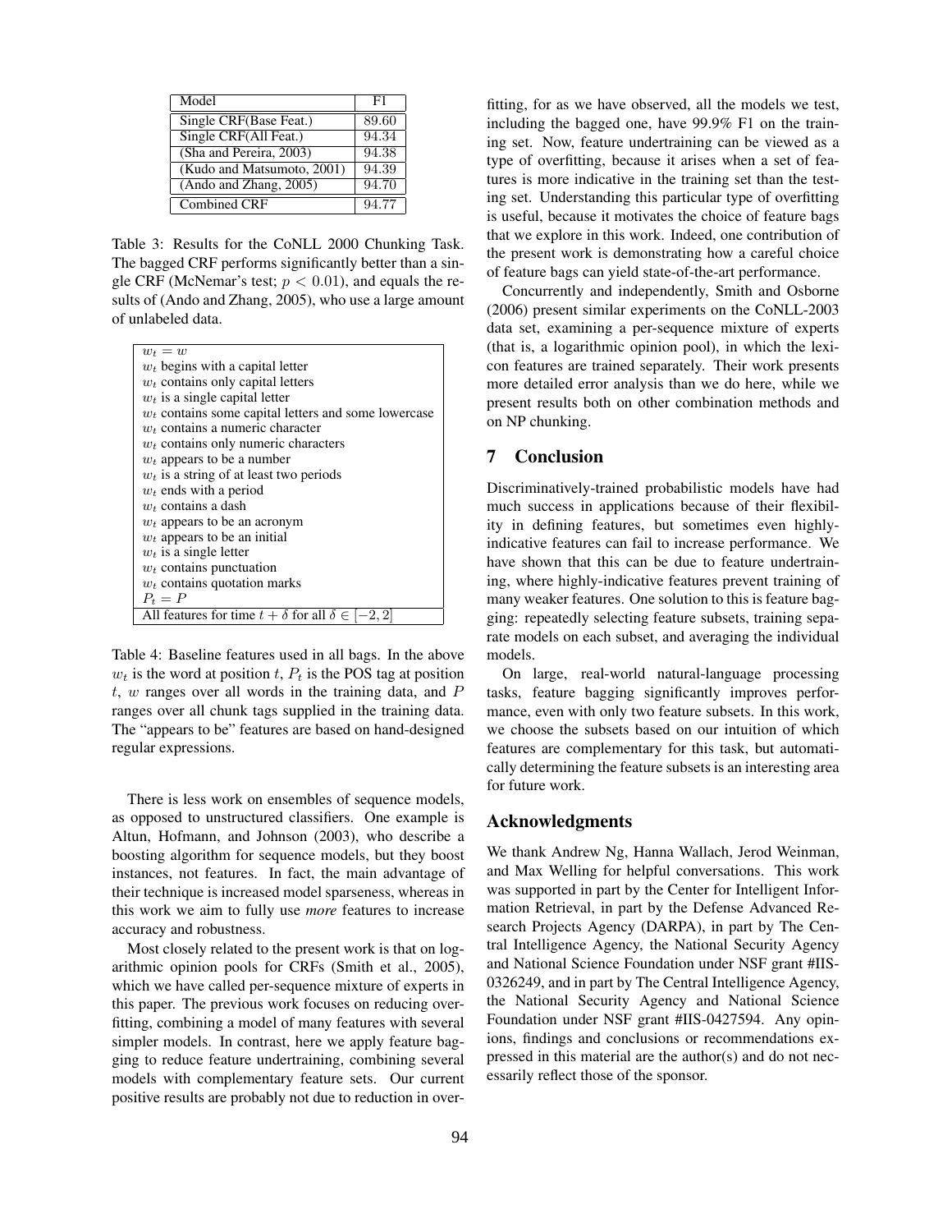| Model | F1 |
| --- | --- |
| Single CRF(Base Feat.) | 89.60 |
| Single CRF(All Feat.) | 94.34 |
| (Sha and Pereira, 2003) | 94.38 |
| (Kudo and Matsumoto, 2001) | 94.39 |
| (Ando and Zhang, 2005) | 94.70 |
| Combined CRF | 94.77 |

Table 3: Results for the CoNLL 2000 Chunking Task. The bagged CRF performs significantly better than a single CRF (McNemar's test; $p < 0.01$), and equals the results of (Ando and Zhang, 2005), who use a large amount of unlabeled data.

| |
| --- |
| $w_t = w$ |
| $w_t$ begins with a capital letter |
| $w_t$ contains only capital letters |
| $w_t$ is a single capital letter |
| $w_t$ contains some capital letters and some lowercase |
| $w_t$ contains a numeric character |
| $w_t$ contains only numeric characters |
| $w_t$ appears to be a number |
| $w_t$ is a string of at least two periods |
| $w_t$ ends with a period |
| $w_t$ contains a dash |
| $w_t$ appears to be an acronym |
| $w_t$ appears to be an initial |
| $w_t$ is a single letter |
| $w_t$ contains punctuation |
| $w_t$ contains quotation marks |
| $P_t = P$ |
| All features for time $t + \delta$ for all $\delta \in [-2, 2]$ |

Table 4: Baseline features used in all bags. In the above $w_t$ is the word at position $t$, $P_t$ is the POS tag at position $t$, $w$ ranges over all words in the training data, and $P$ ranges over all chunk tags supplied in the training data. The "appears to be" features are based on hand-designed regular expressions.

There is less work on ensembles of sequence models, as opposed to unstructured classifiers. One example is Altun, Hofmann, and Johnson (2003), who describe a boosting algorithm for sequence models, but they boost instances, not features. In fact, the main advantage of their technique is increased model sparseness, whereas in this work we aim to fully use *more* features to increase accuracy and robustness.

Most closely related to the present work is that on logarithmic opinion pools for CRFs (Smith et al., 2005), which we have called per-sequence mixture of experts in this paper. The previous work focuses on reducing overfitting, combining a model of many features with several simpler models. In contrast, here we apply feature bagging to reduce feature undertraining, combining several models with complementary feature sets. Our current positive results are probably not due to reduction in overfitting, for as we have observed, all the models we test, including the bagged one, have 99.9% F1 on the training set. Now, feature undertraining can be viewed as a type of overfitting, because it arises when a set of features is more indicative in the training set than the testing set. Understanding this particular type of overfitting is useful, because it motivates the choice of feature bags that we explore in this work. Indeed, one contribution of the present work is demonstrating how a careful choice of feature bags can yield state-of-the-art performance.

Concurrently and independently, Smith and Osborne (2006) present similar experiments on the CoNLL-2003 data set, examining a per-sequence mixture of experts (that is, a logarithmic opinion pool), in which the lexicon features are trained separately. Their work presents more detailed error analysis than we do here, while we present results both on other combination methods and on NP chunking.

## 7 Conclusion

Discriminatively-trained probabilistic models have had much success in applications because of their flexibility in defining features, but sometimes even highly-indicative features can fail to increase performance. We have shown that this can be due to feature undertraining, where highly-indicative features prevent training of many weaker features. One solution to this is feature bagging: repeatedly selecting feature subsets, training separate models on each subset, and averaging the individual models.

On large, real-world natural-language processing tasks, feature bagging significantly improves performance, even with only two feature subsets. In this work, we choose the subsets based on our intuition of which features are complementary for this task, but automatically determining the feature subsets is an interesting area for future work.

## Acknowledgments

We thank Andrew Ng, Hanna Wallach, Jerod Weinman, and Max Welling for helpful conversations. This work was supported in part by the Center for Intelligent Information Retrieval, in part by the Defense Advanced Research Projects Agency (DARPA), in part by The Central Intelligence Agency, the National Security Agency and National Science Foundation under NSF grant #IIS-0326249, and in part by The Central Intelligence Agency, the National Security Agency and National Science Foundation under NSF grant #IIS-0427594. Any opinions, findings and conclusions or recommendations expressed in this material are the author(s) and do not necessarily reflect those of the sponsor.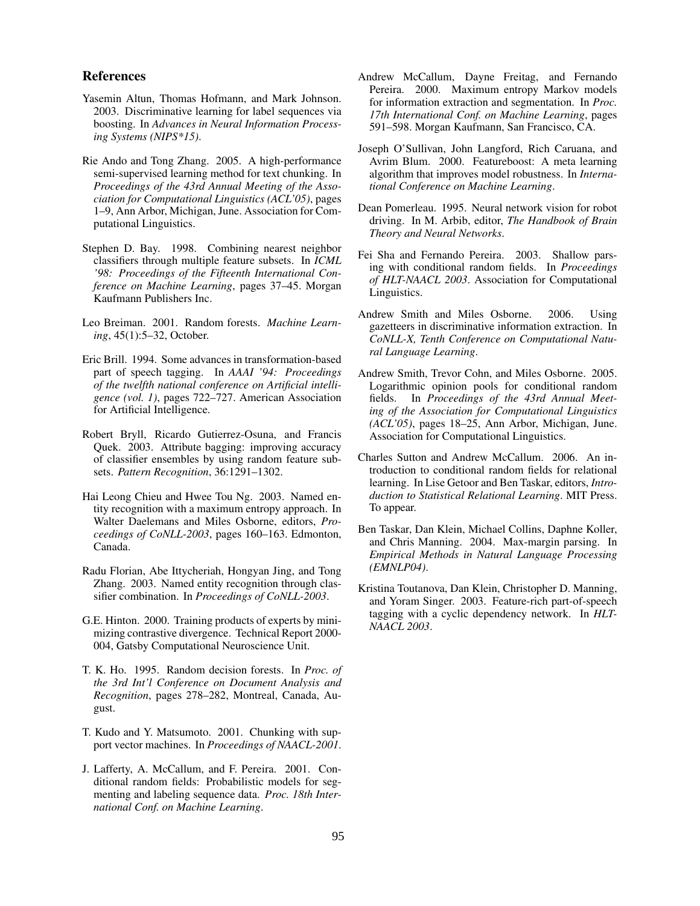## References

Yasemin Altun, Thomas Hofmann, and Mark Johnson. 2003. Discriminative learning for label sequences via boosting. In *Advances in Neural Information Processing Systems (NIPS*15)*.

Rie Ando and Tong Zhang. 2005. A high-performance semi-supervised learning method for text chunking. In *Proceedings of the 43rd Annual Meeting of the Association for Computational Linguistics (ACL'05)*, pages 1–9, Ann Arbor, Michigan, June. Association for Computational Linguistics.

Stephen D. Bay. 1998. Combining nearest neighbor classifiers through multiple feature subsets. In *ICML '98: Proceedings of the Fifteenth International Conference on Machine Learning*, pages 37–45. Morgan Kaufmann Publishers Inc.

Leo Breiman. 2001. Random forests. *Machine Learning*, 45(1):5–32, October.

Eric Brill. 1994. Some advances in transformation-based part of speech tagging. In *AAAI '94: Proceedings of the twelfth national conference on Artificial intelligence (vol. 1)*, pages 722–727. American Association for Artificial Intelligence.

Robert Bryll, Ricardo Gutierrez-Osuna, and Francis Quek. 2003. Attribute bagging: improving accuracy of classifier ensembles by using random feature subsets. *Pattern Recognition*, 36:1291–1302.

Hai Leong Chieu and Hwee Tou Ng. 2003. Named entity recognition with a maximum entropy approach. In Walter Daelemans and Miles Osborne, editors, *Proceedings of CoNLL-2003*, pages 160–163. Edmonton, Canada.

Radu Florian, Abe Ittycheriah, Hongyan Jing, and Tong Zhang. 2003. Named entity recognition through classifier combination. In *Proceedings of CoNLL-2003*.

G.E. Hinton. 2000. Training products of experts by minimizing contrastive divergence. Technical Report 2000-004, Gatsby Computational Neuroscience Unit.

T. K. Ho. 1995. Random decision forests. In *Proc. of the 3rd Int'l Conference on Document Analysis and Recognition*, pages 278–282, Montreal, Canada, August.

T. Kudo and Y. Matsumoto. 2001. Chunking with support vector machines. In *Proceedings of NAACL-2001*.

J. Lafferty, A. McCallum, and F. Pereira. 2001. Conditional random fields: Probabilistic models for segmenting and labeling sequence data. *Proc. 18th International Conf. on Machine Learning*.

Andrew McCallum, Dayne Freitag, and Fernando Pereira. 2000. Maximum entropy Markov models for information extraction and segmentation. In *Proc. 17th International Conf. on Machine Learning*, pages 591–598. Morgan Kaufmann, San Francisco, CA.

Joseph O'Sullivan, John Langford, Rich Caruana, and Avrim Blum. 2000. Featureboost: A meta learning algorithm that improves model robustness. In *International Conference on Machine Learning*.

Dean Pomerleau. 1995. Neural network vision for robot driving. In M. Arbib, editor, *The Handbook of Brain Theory and Neural Networks*.

Fei Sha and Fernando Pereira. 2003. Shallow parsing with conditional random fields. In *Proceedings of HLT-NAACL 2003*. Association for Computational Linguistics.

Andrew Smith and Miles Osborne. 2006. Using gazetteers in discriminative information extraction. In *CoNLL-X, Tenth Conference on Computational Natural Language Learning*.

Andrew Smith, Trevor Cohn, and Miles Osborne. 2005. Logarithmic opinion pools for conditional random fields. In *Proceedings of the 43rd Annual Meeting of the Association for Computational Linguistics (ACL'05)*, pages 18–25, Ann Arbor, Michigan, June. Association for Computational Linguistics.

Charles Sutton and Andrew McCallum. 2006. An introduction to conditional random fields for relational learning. In Lise Getoor and Ben Taskar, editors, *Introduction to Statistical Relational Learning*. MIT Press. To appear.

Ben Taskar, Dan Klein, Michael Collins, Daphne Koller, and Chris Manning. 2004. Max-margin parsing. In *Empirical Methods in Natural Language Processing (EMNLP04)*.

Kristina Toutanova, Dan Klein, Christopher D. Manning, and Yoram Singer. 2003. Feature-rich part-of-speech tagging with a cyclic dependency network. In *HLT-NAACL 2003*.